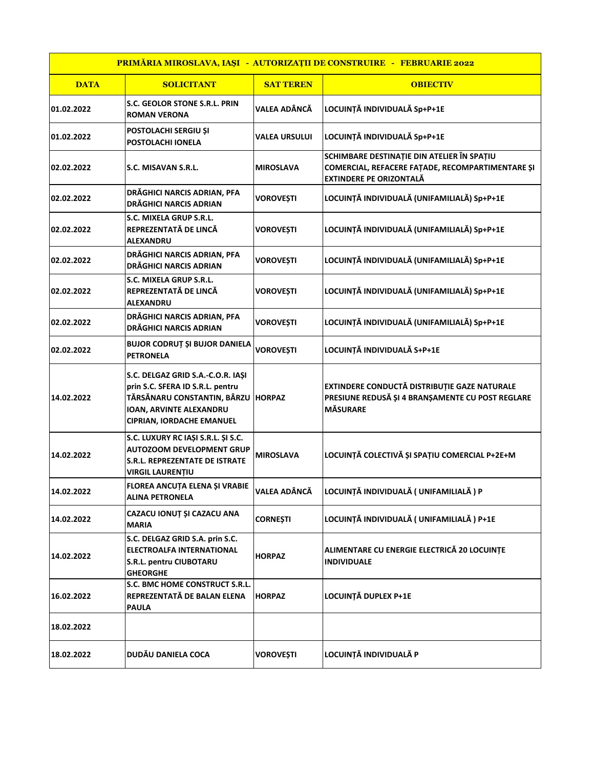| PRIMĂRIA MIROSLAVA, IAȘI - AUTORIZAȚII DE CONSTRUIRE - FEBRUARIE 2022 | | | |
|---|---|---|---|
| **DATA** | **SOLICITANT** | **SAT TEREN** | **OBIECTIV** |
| 01.02.2022 | S.C. GEOLOR STONE S.R.L. PRIN ROMAN VERONA | VALEA ADÂNCĂ | LOCUINȚĂ INDIVIDUALĂ Sp+P+1E |
| 01.02.2022 | POSTOLACHI SERGIU ȘI POSTOLACHI IONELA | VALEA URSULUI | LOCUINȚĂ INDIVIDUALĂ Sp+P+1E |
| 02.02.2022 | S.C. MISAVAN S.R.L. | MIROSLAVA | SCHIMBARE DESTINAȚIE DIN ATELIER ÎN SPAȚIU COMERCIAL, REFACERE FAȚADE, RECOMPARTIMENTARE ȘI EXTINDERE PE ORIZONTALĂ |
| 02.02.2022 | DRĂGHICI NARCIS ADRIAN, PFA DRĂGHICI NARCIS ADRIAN | VOROVEȘTI | LOCUINȚĂ INDIVIDUALĂ (UNIFAMILIALĂ) Sp+P+1E |
| 02.02.2022 | S.C. MIXELA GRUP S.R.L. REPREZENTATĂ DE LINCĂ ALEXANDRU | VOROVEȘTI | LOCUINȚĂ INDIVIDUALĂ (UNIFAMILIALĂ) Sp+P+1E |
| 02.02.2022 | DRĂGHICI NARCIS ADRIAN, PFA DRĂGHICI NARCIS ADRIAN | VOROVEȘTI | LOCUINȚĂ INDIVIDUALĂ (UNIFAMILIALĂ) Sp+P+1E |
| 02.02.2022 | S.C. MIXELA GRUP S.R.L. REPREZENTATĂ DE LINCĂ ALEXANDRU | VOROVEȘTI | LOCUINȚĂ INDIVIDUALĂ (UNIFAMILIALĂ) Sp+P+1E |
| 02.02.2022 | DRĂGHICI NARCIS ADRIAN, PFA DRĂGHICI NARCIS ADRIAN | VOROVEȘTI | LOCUINȚĂ INDIVIDUALĂ (UNIFAMILIALĂ) Sp+P+1E |
| 02.02.2022 | BUJOR CODRUȚ ȘI BUJOR DANIELA PETRONELA | VOROVEȘTI | LOCUINȚĂ INDIVIDUALĂ S+P+1E |
| 14.02.2022 | S.C. DELGAZ GRID S.A.-C.O.R. IAȘI prin S.C. SFERA ID S.R.L. pentru TĂRSĂNARU CONSTANTIN, BÂRZU IOAN, ARVINTE ALEXANDRU CIPRIAN, IORDACHE EMANUEL | HORPAZ | EXTINDERE CONDUCTĂ DISTRIBUȚIE GAZE NATURALE PRESIUNE REDUSĂ ȘI 4 BRANȘAMENTE CU POST REGLARE MĂSURARE |
| 14.02.2022 | S.C. LUXURY RC IAȘI S.R.L. ȘI S.C. AUTOZOOM DEVELOPMENT GRUP S.R.L. REPREZENTATE DE ISTRATE VIRGIL LAURENȚIU | MIROSLAVA | LOCUINȚĂ COLECTIVĂ ȘI SPAȚIU COMERCIAL P+2E+M |
| 14.02.2022 | FLOREA ANCUȚA ELENA ȘI VRABIE ALINA PETRONELA | VALEA ADÂNCĂ | LOCUINȚĂ INDIVIDUALĂ ( UNIFAMILIALĂ ) P |
| 14.02.2022 | CAZACU IONUȚ ȘI CAZACU ANA MARIA | CORNEȘTI | LOCUINȚĂ INDIVIDUALĂ ( UNIFAMILIALĂ ) P+1E |
| 14.02.2022 | S.C. DELGAZ GRID S.A. prin S.C. ELECTROALFA INTERNATIONAL S.R.L. pentru CIUBOTARU GHEORGHE | HORPAZ | ALIMENTARE CU ENERGIE ELECTRICĂ 20 LOCUINȚE INDIVIDUALE |
| 16.02.2022 | S.C. BMC HOME CONSTRUCT S.R.L. REPREZENTATĂ DE BALAN ELENA PAULA | HORPAZ | LOCUINȚĂ DUPLEX P+1E |
| 18.02.2022 | | | |
| 18.02.2022 | DUDĂU DANIELA COCA | VOROVEȘTI | LOCUINȚĂ INDIVIDUALĂ P |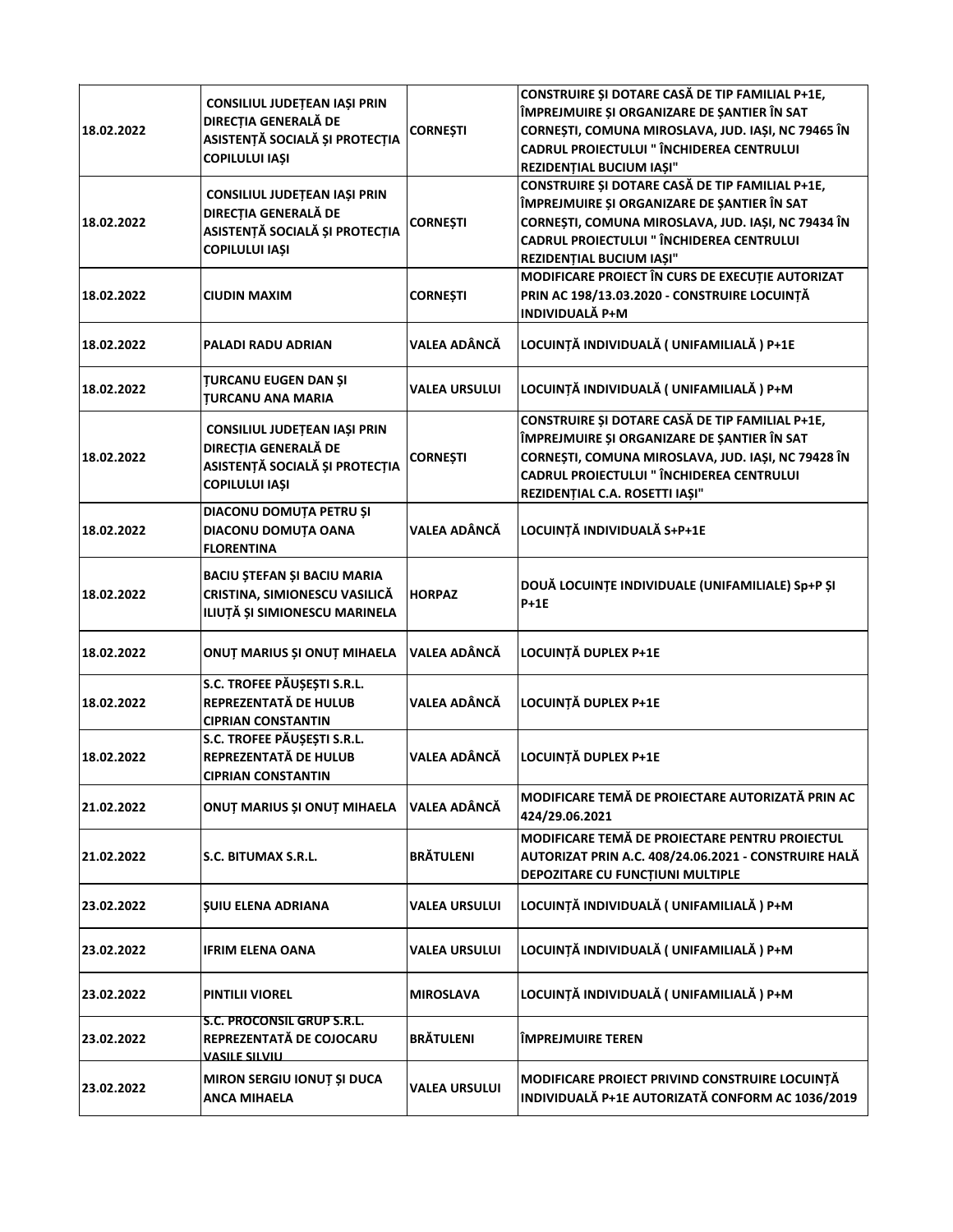| | | | |
|---|---|---|---|
| 18.02.2022 | CONSILIUL JUDEȚEAN IAȘI PRIN DIRECȚIA GENERALĂ DE ASISTENȚĂ SOCIALĂ ȘI PROTECȚIA COPILULUI IAȘI | CORNEȘTI | CONSTRUIRE ȘI DOTARE CASĂ DE TIP FAMILIAL P+1E, ÎMPREJMUIRE ȘI ORGANIZARE DE ȘANTIER ÎN SAT CORNEȘTI, COMUNA MIROSLAVA, JUD. IAȘI, NC 79465 ÎN CADRUL PROIECTULUI " ÎNCHIDEREA CENTRULUI REZIDENȚIAL BUCIUM IAȘI" |
| 18.02.2022 | CONSILIUL JUDEȚEAN IAȘI PRIN DIRECȚIA GENERALĂ DE ASISTENȚĂ SOCIALĂ ȘI PROTECȚIA COPILULUI IAȘI | CORNEȘTI | CONSTRUIRE ȘI DOTARE CASĂ DE TIP FAMILIAL P+1E, ÎMPREJMUIRE ȘI ORGANIZARE DE ȘANTIER ÎN SAT CORNEȘTI, COMUNA MIROSLAVA, JUD. IAȘI, NC 79434 ÎN CADRUL PROIECTULUI " ÎNCHIDEREA CENTRULUI REZIDENȚIAL BUCIUM IAȘI" |
| 18.02.2022 | CIUDIN MAXIM | CORNEȘTI | MODIFICARE PROIECT ÎN CURS DE EXECUȚIE AUTORIZAT PRIN AC 198/13.03.2020 - CONSTRUIRE LOCUINȚĂ INDIVIDUALĂ P+M |
| 18.02.2022 | PALADI RADU ADRIAN | VALEA ADÂNCĂ | LOCUINȚĂ INDIVIDUALĂ ( UNIFAMILIALĂ ) P+1E |
| 18.02.2022 | ȚURCANU EUGEN DAN ȘI ȚURCANU ANA MARIA | VALEA URSULUI | LOCUINȚĂ INDIVIDUALĂ ( UNIFAMILIALĂ ) P+M |
| 18.02.2022 | CONSILIUL JUDEȚEAN IAȘI PRIN DIRECȚIA GENERALĂ DE ASISTENȚĂ SOCIALĂ ȘI PROTECȚIA COPILULUI IAȘI | CORNEȘTI | CONSTRUIRE ȘI DOTARE CASĂ DE TIP FAMILIAL P+1E, ÎMPREJMUIRE ȘI ORGANIZARE DE ȘANTIER ÎN SAT CORNEȘTI, COMUNA MIROSLAVA, JUD. IAȘI, NC 79428 ÎN CADRUL PROIECTULUI " ÎNCHIDEREA CENTRULUI REZIDENȚIAL C.A. ROSETTI IAȘI" |
| 18.02.2022 | DIACONU DOMUȚA PETRU ȘI DIACONU DOMUȚA OANA FLORENTINA | VALEA ADÂNCĂ | LOCUINȚĂ INDIVIDUALĂ S+P+1E |
| 18.02.2022 | BACIU ȘTEFAN ȘI BACIU MARIA CRISTINA, SIMIONESCU VASILICĂ ILIUȚĂ ȘI SIMIONESCU MARINELA | HORPAZ | DOUĂ LOCUINȚE INDIVIDUALE (UNIFAMILIALE) Sp+P ȘI P+1E |
| 18.02.2022 | ONUȚ MARIUS ȘI ONUȚ MIHAELA | VALEA ADÂNCĂ | LOCUINȚĂ DUPLEX P+1E |
| 18.02.2022 | S.C. TROFEE PĂUȘEȘTI S.R.L. REPREZENTATĂ DE HULUB CIPRIAN CONSTANTIN | VALEA ADÂNCĂ | LOCUINȚĂ DUPLEX P+1E |
| 18.02.2022 | S.C. TROFEE PĂUȘEȘTI S.R.L. REPREZENTATĂ DE HULUB CIPRIAN CONSTANTIN | VALEA ADÂNCĂ | LOCUINȚĂ DUPLEX P+1E |
| 21.02.2022 | ONUȚ MARIUS ȘI ONUȚ MIHAELA | VALEA ADÂNCĂ | MODIFICARE TEMĂ DE PROIECTARE AUTORIZATĂ PRIN AC 424/29.06.2021 |
| 21.02.2022 | S.C. BITUMAX S.R.L. | BRĂTULENI | MODIFICARE TEMĂ DE PROIECTARE PENTRU PROIECTUL AUTORIZAT PRIN A.C. 408/24.06.2021 - CONSTRUIRE HALĂ DEPOZITARE CU FUNCȚIUNI MULTIPLE |
| 23.02.2022 | ȘUIU ELENA ADRIANA | VALEA URSULUI | LOCUINȚĂ INDIVIDUALĂ ( UNIFAMILIALĂ ) P+M |
| 23.02.2022 | IFRIM ELENA OANA | VALEA URSULUI | LOCUINȚĂ INDIVIDUALĂ ( UNIFAMILIALĂ ) P+M |
| 23.02.2022 | PINTILII VIOREL | MIROSLAVA | LOCUINȚĂ INDIVIDUALĂ ( UNIFAMILIALĂ ) P+M |
| 23.02.2022 | S.C. PROCONSIL GRUP S.R.L. REPREZENTATĂ DE COJOCARU VASILE SILVIU | BRĂTULENI | ÎMPREJMUIRE TEREN |
| 23.02.2022 | MIRON SERGIU IONUȚ ȘI DUCA ANCA MIHAELA | VALEA URSULUI | MODIFICARE PROIECT PRIVIND CONSTRUIRE LOCUINȚĂ INDIVIDUALĂ P+1E AUTORIZATĂ CONFORM AC 1036/2019 |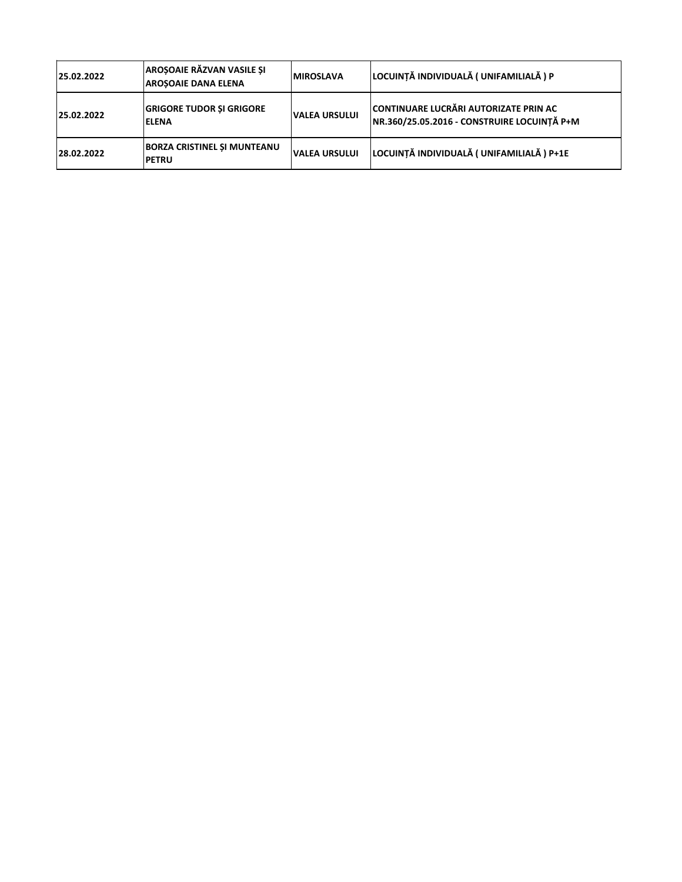| | | | |
|---|---|---|---|
| 25.02.2022 | AROȘOAIE RĂZVAN VASILE ȘI AROȘOAIE DANA ELENA | MIROSLAVA | LOCUINȚĂ INDIVIDUALĂ ( UNIFAMILIALĂ ) P |
| 25.02.2022 | GRIGORE TUDOR ȘI GRIGORE ELENA | VALEA URSULUI | CONTINUARE LUCRĂRI AUTORIZATE PRIN AC NR.360/25.05.2016 - CONSTRUIRE LOCUINȚĂ P+M |
| 28.02.2022 | BORZA CRISTINEL ȘI MUNTEANU PETRU | VALEA URSULUI | LOCUINȚĂ INDIVIDUALĂ ( UNIFAMILIALĂ ) P+1E |